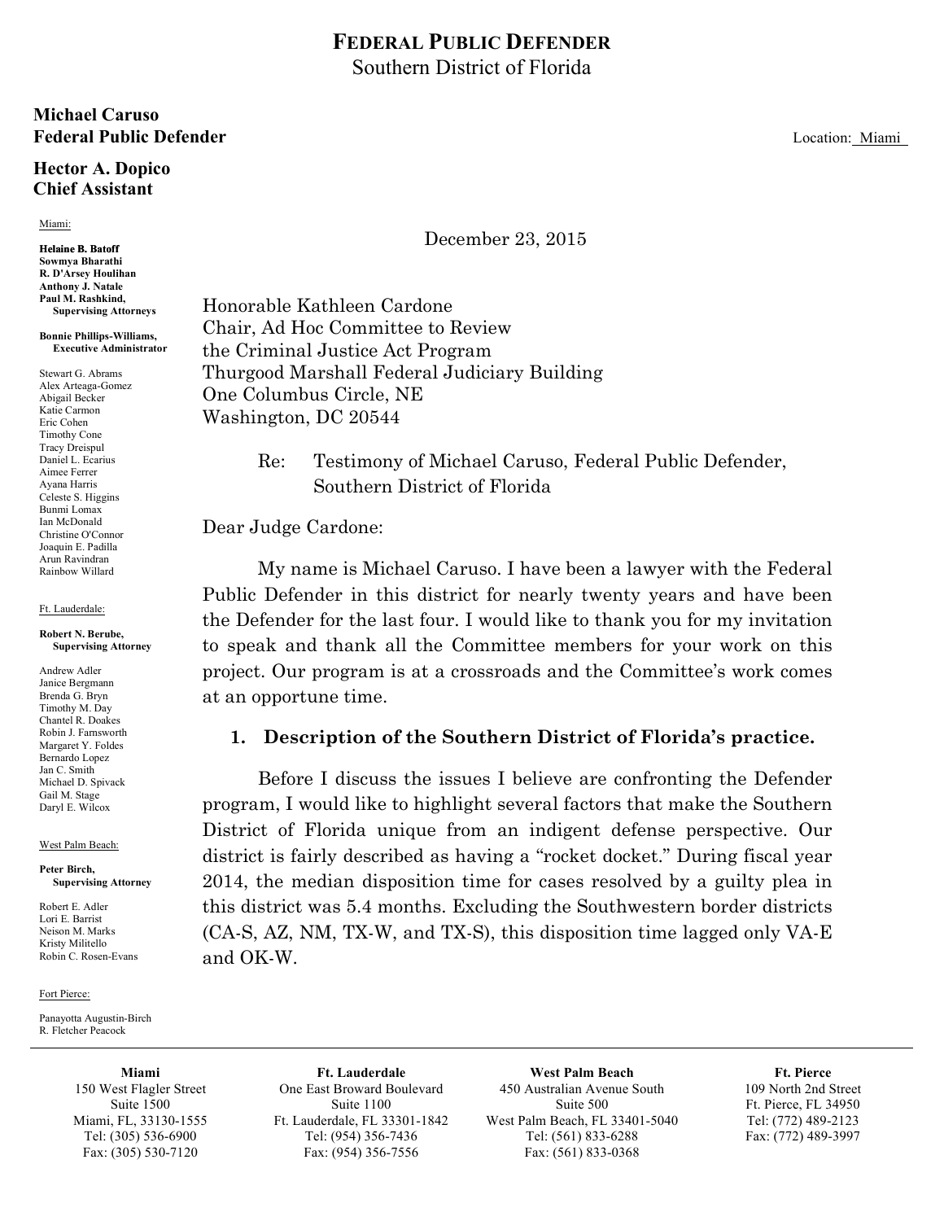# FEDERAL PUBLIC DEFENDER
Southern District of Florida

**Michael Caruso**
**Federal Public Defender**

Location: Miami

**Hector A. Dopico**
**Chief Assistant**

Miami:

**Helaine B. Batoff**
**Sowmya Bharathi**
**R. D'Arsey Houlihan**
**Anthony J. Natale**
**Paul M. Rashkind,**
**Supervising Attorneys**

**Bonnie Phillips-Williams,**
**Executive Administrator**

Stewart G. Abrams
Alex Arteaga-Gomez
Abigail Becker
Katie Carmon
Eric Cohen
Timothy Cone
Tracy Dreispul
Daniel L. Ecarius
Aimee Ferrer
Ayana Harris
Celeste S. Higgins
Bunmi Lomax
Ian McDonald
Christine O'Connor
Joaquin E. Padilla
Arun Ravindran
Rainbow Willard

Ft. Lauderdale:

**Robert N. Berube,**
**Supervising Attorney**

Andrew Adler
Janice Bergmann
Brenda G. Bryn
Timothy M. Day
Chantel R. Doakes
Robin J. Farnsworth
Margaret Y. Foldes
Bernardo Lopez
Jan C. Smith
Michael D. Spivack
Gail M. Stage
Daryl E. Wilcox

West Palm Beach:

**Peter Birch,**
**Supervising Attorney**

Robert E. Adler
Lori E. Barrist
Neison M. Marks
Kristy Militello
Robin C. Rosen-Evans

Fort Pierce:

Panayotta Augustin-Birch
R. Fletcher Peacock

December 23, 2015

Honorable Kathleen Cardone
Chair, Ad Hoc Committee to Review
the Criminal Justice Act Program
Thurgood Marshall Federal Judiciary Building
One Columbus Circle, NE
Washington, DC 20544

Re: Testimony of Michael Caruso, Federal Public Defender, Southern District of Florida

Dear Judge Cardone:

My name is Michael Caruso. I have been a lawyer with the Federal Public Defender in this district for nearly twenty years and have been the Defender for the last four. I would like to thank you for my invitation to speak and thank all the Committee members for your work on this project. Our program is at a crossroads and the Committee's work comes at an opportune time.

## 1. Description of the Southern District of Florida's practice.

Before I discuss the issues I believe are confronting the Defender program, I would like to highlight several factors that make the Southern District of Florida unique from an indigent defense perspective. Our district is fairly described as having a "rocket docket." During fiscal year 2014, the median disposition time for cases resolved by a guilty plea in this district was 5.4 months. Excluding the Southwestern border districts (CA-S, AZ, NM, TX-W, and TX-S), this disposition time lagged only VA-E and OK-W.

| Miami | Ft. Lauderdale | West Palm Beach | Ft. Pierce |
|---|---|---|---|
| 150 West Flagler Street | One East Broward Boulevard | 450 Australian Avenue South | 109 North 2nd Street |
| Suite 1500 | Suite 1100 | Suite 500 | Ft. Pierce, FL 34950 |
| Miami, FL, 33130-1555 | Ft. Lauderdale, FL 33301-1842 | West Palm Beach, FL 33401-5040 | Tel: (772) 489-2123 |
| Tel: (305) 536-6900 | Tel: (954) 356-7436 | Tel: (561) 833-6288 | Fax: (772) 489-3997 |
| Fax: (305) 530-7120 | Fax: (954) 356-7556 | Fax: (561) 833-0368 | |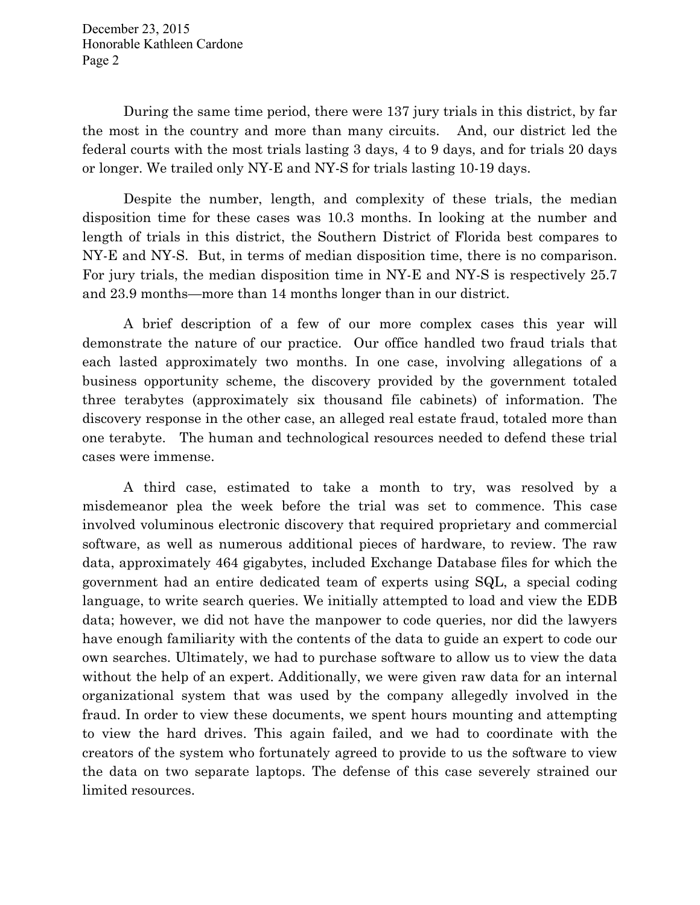During the same time period, there were 137 jury trials in this district, by far the most in the country and more than many circuits. And, our district led the federal courts with the most trials lasting 3 days, 4 to 9 days, and for trials 20 days or longer. We trailed only NY-E and NY-S for trials lasting 10-19 days.

Despite the number, length, and complexity of these trials, the median disposition time for these cases was 10.3 months. In looking at the number and length of trials in this district, the Southern District of Florida best compares to NY-E and NY-S. But, in terms of median disposition time, there is no comparison. For jury trials, the median disposition time in NY-E and NY-S is respectively 25.7 and 23.9 months—more than 14 months longer than in our district.

A brief description of a few of our more complex cases this year will demonstrate the nature of our practice. Our office handled two fraud trials that each lasted approximately two months. In one case, involving allegations of a business opportunity scheme, the discovery provided by the government totaled three terabytes (approximately six thousand file cabinets) of information. The discovery response in the other case, an alleged real estate fraud, totaled more than one terabyte. The human and technological resources needed to defend these trial cases were immense.

A third case, estimated to take a month to try, was resolved by a misdemeanor plea the week before the trial was set to commence. This case involved voluminous electronic discovery that required proprietary and commercial software, as well as numerous additional pieces of hardware, to review. The raw data, approximately 464 gigabytes, included Exchange Database files for which the government had an entire dedicated team of experts using SQL, a special coding language, to write search queries. We initially attempted to load and view the EDB data; however, we did not have the manpower to code queries, nor did the lawyers have enough familiarity with the contents of the data to guide an expert to code our own searches. Ultimately, we had to purchase software to allow us to view the data without the help of an expert. Additionally, we were given raw data for an internal organizational system that was used by the company allegedly involved in the fraud. In order to view these documents, we spent hours mounting and attempting to view the hard drives. This again failed, and we had to coordinate with the creators of the system who fortunately agreed to provide to us the software to view the data on two separate laptops. The defense of this case severely strained our limited resources.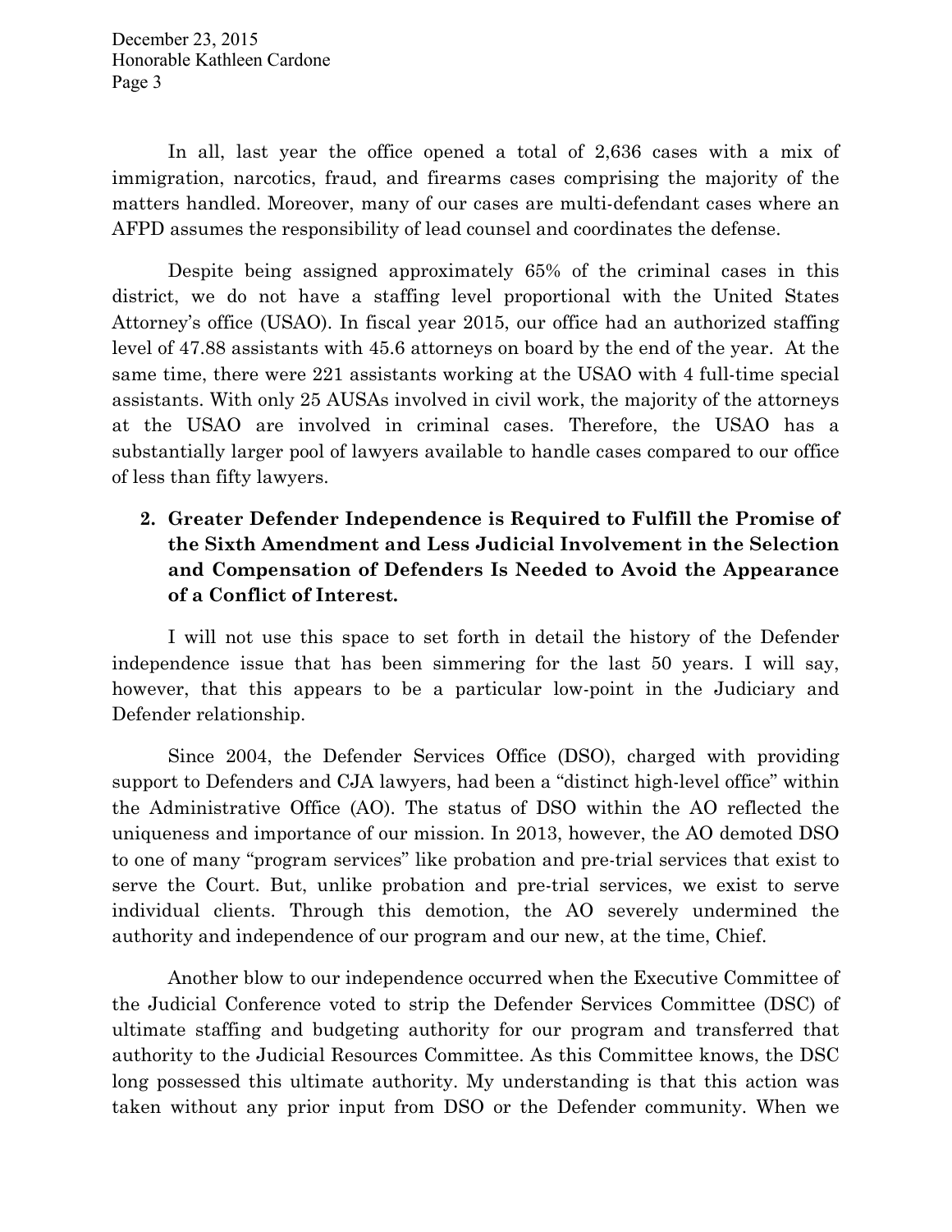In all, last year the office opened a total of 2,636 cases with a mix of immigration, narcotics, fraud, and firearms cases comprising the majority of the matters handled. Moreover, many of our cases are multi-defendant cases where an AFPD assumes the responsibility of lead counsel and coordinates the defense.

Despite being assigned approximately 65% of the criminal cases in this district, we do not have a staffing level proportional with the United States Attorney's office (USAO). In fiscal year 2015, our office had an authorized staffing level of 47.88 assistants with 45.6 attorneys on board by the end of the year. At the same time, there were 221 assistants working at the USAO with 4 full-time special assistants. With only 25 AUSAs involved in civil work, the majority of the attorneys at the USAO are involved in criminal cases. Therefore, the USAO has a substantially larger pool of lawyers available to handle cases compared to our office of less than fifty lawyers.

2. **Greater Defender Independence is Required to Fulfill the Promise of the Sixth Amendment and Less Judicial Involvement in the Selection and Compensation of Defenders Is Needed to Avoid the Appearance of a Conflict of Interest.**

I will not use this space to set forth in detail the history of the Defender independence issue that has been simmering for the last 50 years. I will say, however, that this appears to be a particular low-point in the Judiciary and Defender relationship.

Since 2004, the Defender Services Office (DSO), charged with providing support to Defenders and CJA lawyers, had been a "distinct high-level office" within the Administrative Office (AO). The status of DSO within the AO reflected the uniqueness and importance of our mission. In 2013, however, the AO demoted DSO to one of many "program services" like probation and pre-trial services that exist to serve the Court. But, unlike probation and pre-trial services, we exist to serve individual clients. Through this demotion, the AO severely undermined the authority and independence of our program and our new, at the time, Chief.

Another blow to our independence occurred when the Executive Committee of the Judicial Conference voted to strip the Defender Services Committee (DSC) of ultimate staffing and budgeting authority for our program and transferred that authority to the Judicial Resources Committee. As this Committee knows, the DSC long possessed this ultimate authority. My understanding is that this action was taken without any prior input from DSO or the Defender community. When we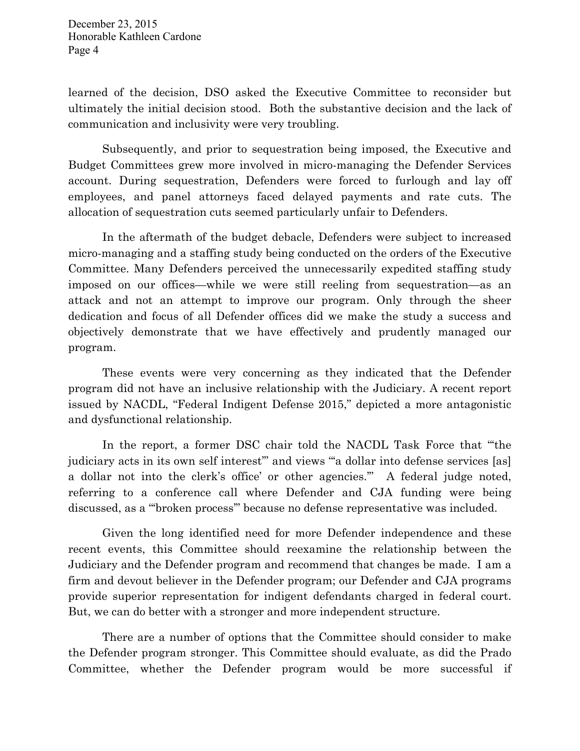learned of the decision, DSO asked the Executive Committee to reconsider but ultimately the initial decision stood. Both the substantive decision and the lack of communication and inclusivity were very troubling.

Subsequently, and prior to sequestration being imposed, the Executive and Budget Committees grew more involved in micro-managing the Defender Services account. During sequestration, Defenders were forced to furlough and lay off employees, and panel attorneys faced delayed payments and rate cuts. The allocation of sequestration cuts seemed particularly unfair to Defenders.

In the aftermath of the budget debacle, Defenders were subject to increased micro-managing and a staffing study being conducted on the orders of the Executive Committee. Many Defenders perceived the unnecessarily expedited staffing study imposed on our offices—while we were still reeling from sequestration—as an attack and not an attempt to improve our program. Only through the sheer dedication and focus of all Defender offices did we make the study a success and objectively demonstrate that we have effectively and prudently managed our program.

These events were very concerning as they indicated that the Defender program did not have an inclusive relationship with the Judiciary. A recent report issued by NACDL, "Federal Indigent Defense 2015," depicted a more antagonistic and dysfunctional relationship.

In the report, a former DSC chair told the NACDL Task Force that "'the judiciary acts in its own self interest'" and views "'a dollar into defense services [as] a dollar not into the clerk's office' or other agencies.'" A federal judge noted, referring to a conference call where Defender and CJA funding were being discussed, as a "'broken process'" because no defense representative was included.

Given the long identified need for more Defender independence and these recent events, this Committee should reexamine the relationship between the Judiciary and the Defender program and recommend that changes be made. I am a firm and devout believer in the Defender program; our Defender and CJA programs provide superior representation for indigent defendants charged in federal court. But, we can do better with a stronger and more independent structure.

There are a number of options that the Committee should consider to make the Defender program stronger. This Committee should evaluate, as did the Prado Committee, whether the Defender program would be more successful if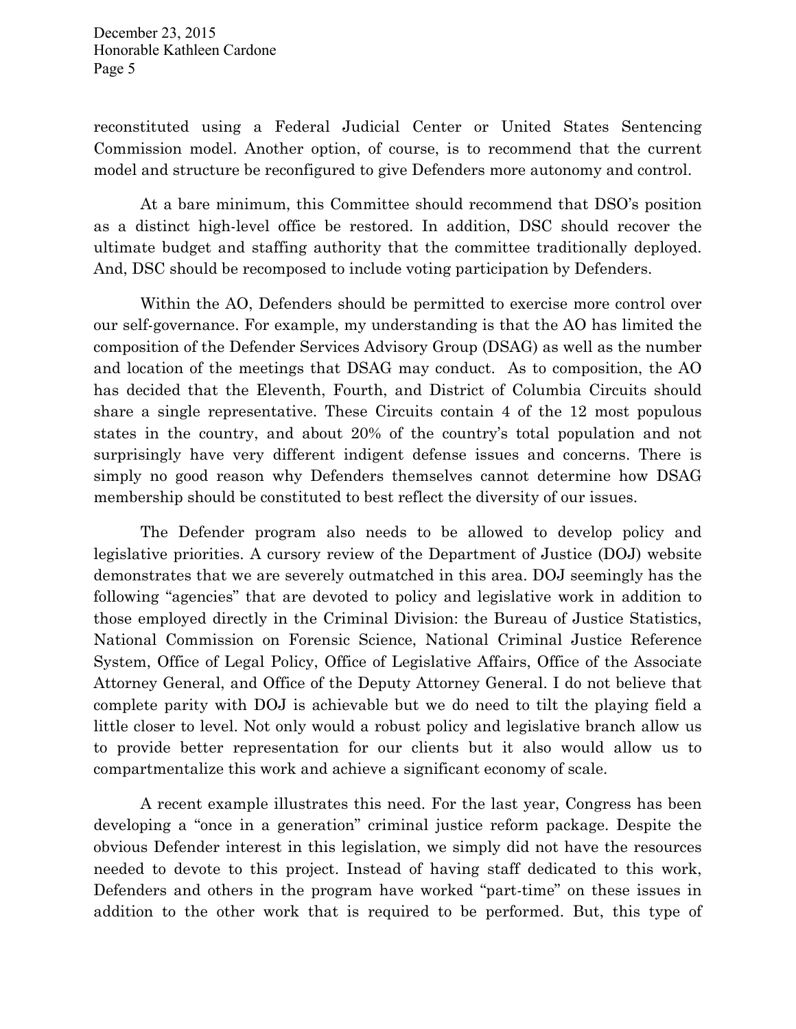reconstituted using a Federal Judicial Center or United States Sentencing Commission model. Another option, of course, is to recommend that the current model and structure be reconfigured to give Defenders more autonomy and control.

At a bare minimum, this Committee should recommend that DSO's position as a distinct high-level office be restored. In addition, DSC should recover the ultimate budget and staffing authority that the committee traditionally deployed. And, DSC should be recomposed to include voting participation by Defenders.

Within the AO, Defenders should be permitted to exercise more control over our self-governance. For example, my understanding is that the AO has limited the composition of the Defender Services Advisory Group (DSAG) as well as the number and location of the meetings that DSAG may conduct. As to composition, the AO has decided that the Eleventh, Fourth, and District of Columbia Circuits should share a single representative. These Circuits contain 4 of the 12 most populous states in the country, and about 20% of the country's total population and not surprisingly have very different indigent defense issues and concerns. There is simply no good reason why Defenders themselves cannot determine how DSAG membership should be constituted to best reflect the diversity of our issues.

The Defender program also needs to be allowed to develop policy and legislative priorities. A cursory review of the Department of Justice (DOJ) website demonstrates that we are severely outmatched in this area. DOJ seemingly has the following "agencies" that are devoted to policy and legislative work in addition to those employed directly in the Criminal Division: the Bureau of Justice Statistics, National Commission on Forensic Science, National Criminal Justice Reference System, Office of Legal Policy, Office of Legislative Affairs, Office of the Associate Attorney General, and Office of the Deputy Attorney General. I do not believe that complete parity with DOJ is achievable but we do need to tilt the playing field a little closer to level. Not only would a robust policy and legislative branch allow us to provide better representation for our clients but it also would allow us to compartmentalize this work and achieve a significant economy of scale.

A recent example illustrates this need. For the last year, Congress has been developing a "once in a generation" criminal justice reform package. Despite the obvious Defender interest in this legislation, we simply did not have the resources needed to devote to this project. Instead of having staff dedicated to this work, Defenders and others in the program have worked "part-time" on these issues in addition to the other work that is required to be performed. But, this type of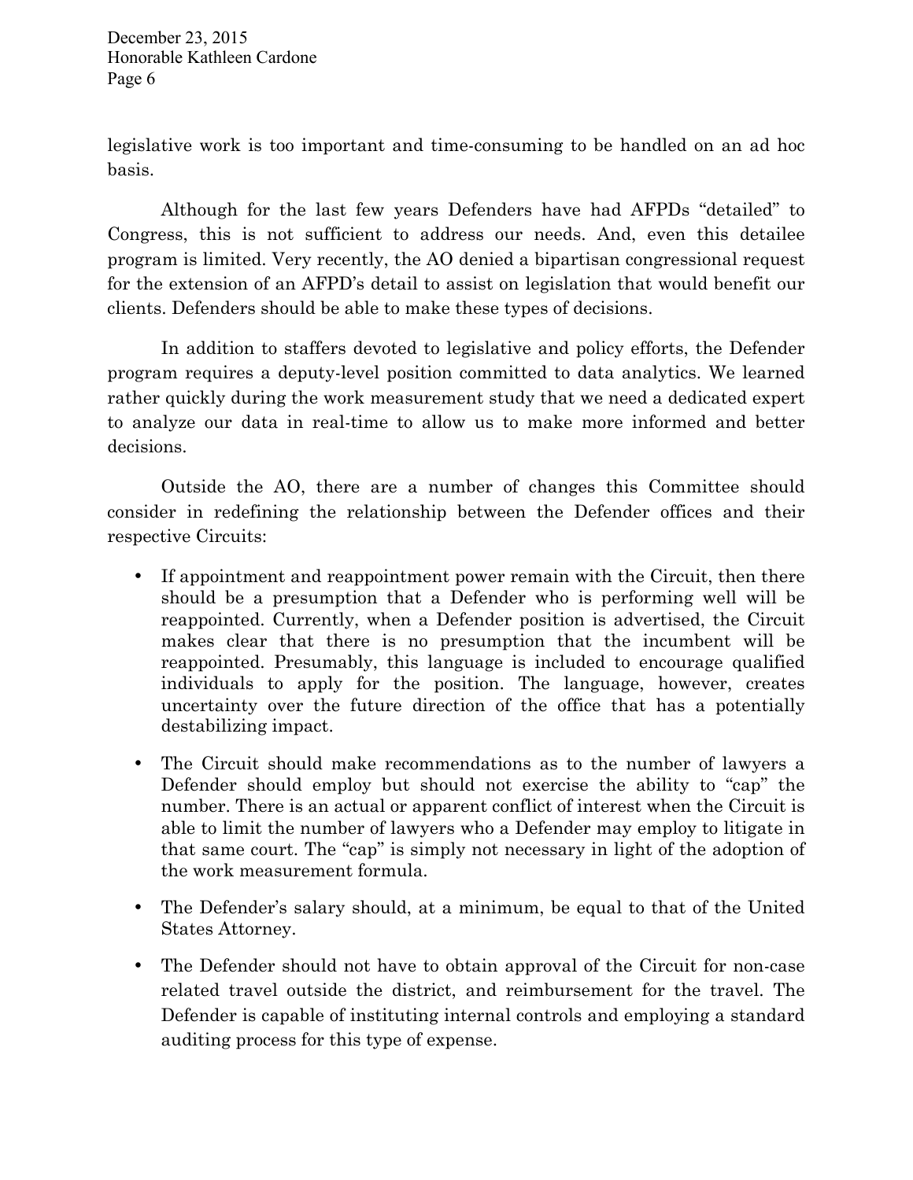legislative work is too important and time-consuming to be handled on an ad hoc basis.

Although for the last few years Defenders have had AFPDs "detailed" to Congress, this is not sufficient to address our needs. And, even this detailee program is limited. Very recently, the AO denied a bipartisan congressional request for the extension of an AFPD's detail to assist on legislation that would benefit our clients. Defenders should be able to make these types of decisions.

In addition to staffers devoted to legislative and policy efforts, the Defender program requires a deputy-level position committed to data analytics. We learned rather quickly during the work measurement study that we need a dedicated expert to analyze our data in real-time to allow us to make more informed and better decisions.

Outside the AO, there are a number of changes this Committee should consider in redefining the relationship between the Defender offices and their respective Circuits:

- If appointment and reappointment power remain with the Circuit, then there should be a presumption that a Defender who is performing well will be reappointed. Currently, when a Defender position is advertised, the Circuit makes clear that there is no presumption that the incumbent will be reappointed. Presumably, this language is included to encourage qualified individuals to apply for the position. The language, however, creates uncertainty over the future direction of the office that has a potentially destabilizing impact.
- The Circuit should make recommendations as to the number of lawyers a Defender should employ but should not exercise the ability to "cap" the number. There is an actual or apparent conflict of interest when the Circuit is able to limit the number of lawyers who a Defender may employ to litigate in that same court. The "cap" is simply not necessary in light of the adoption of the work measurement formula.
- The Defender's salary should, at a minimum, be equal to that of the United States Attorney.
- The Defender should not have to obtain approval of the Circuit for non-case related travel outside the district, and reimbursement for the travel. The Defender is capable of instituting internal controls and employing a standard auditing process for this type of expense.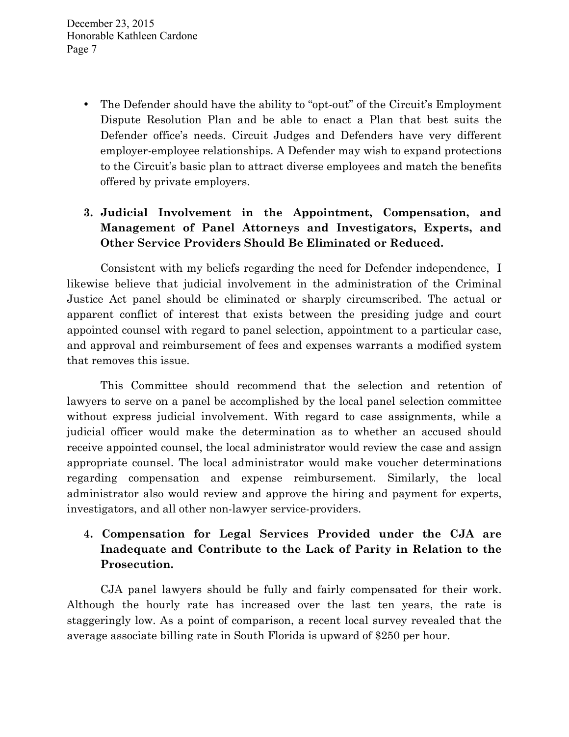- The Defender should have the ability to "opt-out" of the Circuit's Employment Dispute Resolution Plan and be able to enact a Plan that best suits the Defender office's needs. Circuit Judges and Defenders have very different employer-employee relationships. A Defender may wish to expand protections to the Circuit's basic plan to attract diverse employees and match the benefits offered by private employers.

### 3. Judicial Involvement in the Appointment, Compensation, and Management of Panel Attorneys and Investigators, Experts, and Other Service Providers Should Be Eliminated or Reduced.

Consistent with my beliefs regarding the need for Defender independence, I likewise believe that judicial involvement in the administration of the Criminal Justice Act panel should be eliminated or sharply circumscribed. The actual or apparent conflict of interest that exists between the presiding judge and court appointed counsel with regard to panel selection, appointment to a particular case, and approval and reimbursement of fees and expenses warrants a modified system that removes this issue.

This Committee should recommend that the selection and retention of lawyers to serve on a panel be accomplished by the local panel selection committee without express judicial involvement. With regard to case assignments, while a judicial officer would make the determination as to whether an accused should receive appointed counsel, the local administrator would review the case and assign appropriate counsel. The local administrator would make voucher determinations regarding compensation and expense reimbursement. Similarly, the local administrator also would review and approve the hiring and payment for experts, investigators, and all other non-lawyer service-providers.

### 4. Compensation for Legal Services Provided under the CJA are Inadequate and Contribute to the Lack of Parity in Relation to the Prosecution.

CJA panel lawyers should be fully and fairly compensated for their work. Although the hourly rate has increased over the last ten years, the rate is staggeringly low. As a point of comparison, a recent local survey revealed that the average associate billing rate in South Florida is upward of $250 per hour.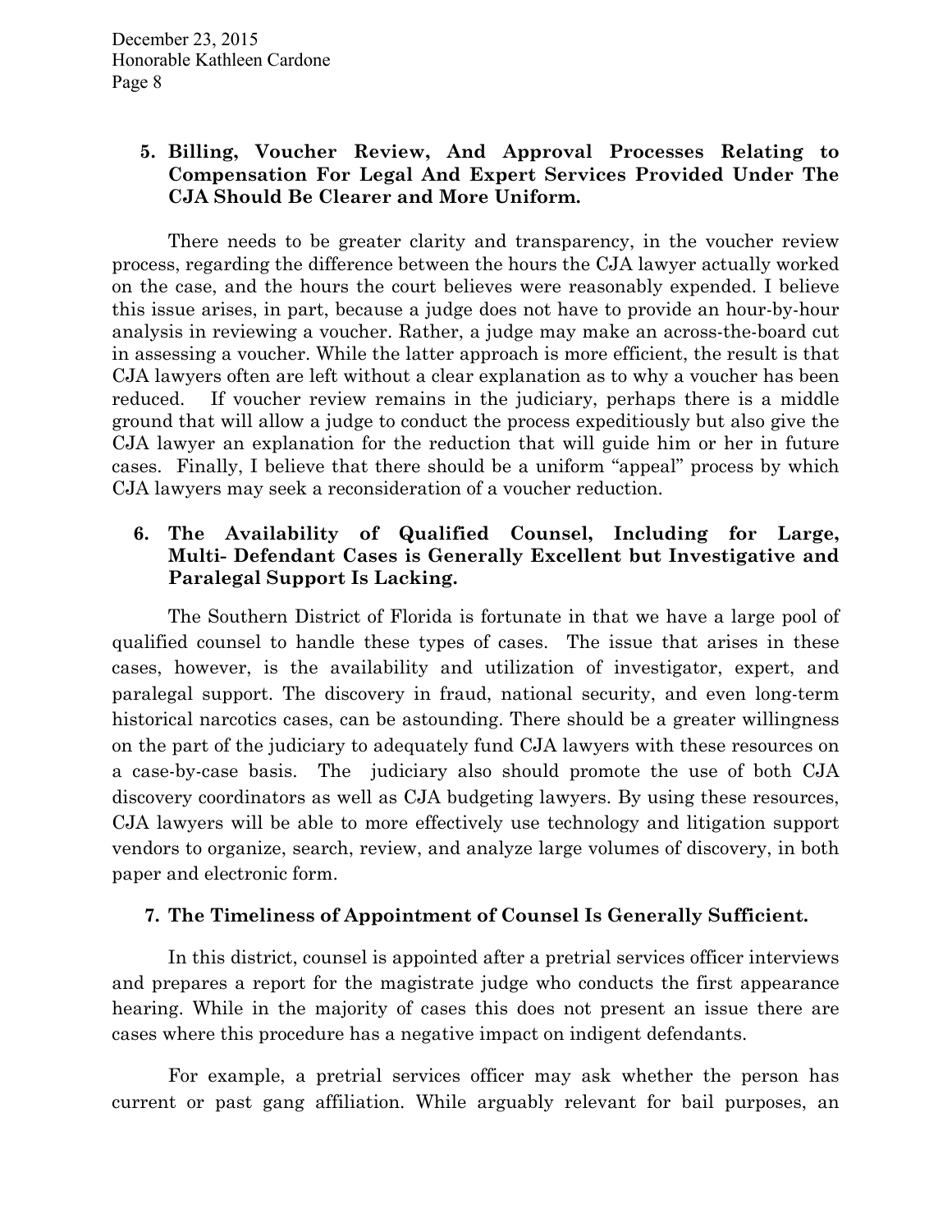**5. Billing, Voucher Review, And Approval Processes Relating to Compensation For Legal And Expert Services Provided Under The CJA Should Be Clearer and More Uniform.**

There needs to be greater clarity and transparency, in the voucher review process, regarding the difference between the hours the CJA lawyer actually worked on the case, and the hours the court believes were reasonably expended. I believe this issue arises, in part, because a judge does not have to provide an hour-by-hour analysis in reviewing a voucher. Rather, a judge may make an across-the-board cut in assessing a voucher. While the latter approach is more efficient, the result is that CJA lawyers often are left without a clear explanation as to why a voucher has been reduced. If voucher review remains in the judiciary, perhaps there is a middle ground that will allow a judge to conduct the process expeditiously but also give the CJA lawyer an explanation for the reduction that will guide him or her in future cases. Finally, I believe that there should be a uniform "appeal" process by which CJA lawyers may seek a reconsideration of a voucher reduction.

**6. The Availability of Qualified Counsel, Including for Large, Multi- Defendant Cases is Generally Excellent but Investigative and Paralegal Support Is Lacking.**

The Southern District of Florida is fortunate in that we have a large pool of qualified counsel to handle these types of cases. The issue that arises in these cases, however, is the availability and utilization of investigator, expert, and paralegal support. The discovery in fraud, national security, and even long-term historical narcotics cases, can be astounding. There should be a greater willingness on the part of the judiciary to adequately fund CJA lawyers with these resources on a case-by-case basis. The judiciary also should promote the use of both CJA discovery coordinators as well as CJA budgeting lawyers. By using these resources, CJA lawyers will be able to more effectively use technology and litigation support vendors to organize, search, review, and analyze large volumes of discovery, in both paper and electronic form.

**7. The Timeliness of Appointment of Counsel Is Generally Sufficient.**

In this district, counsel is appointed after a pretrial services officer interviews and prepares a report for the magistrate judge who conducts the first appearance hearing. While in the majority of cases this does not present an issue there are cases where this procedure has a negative impact on indigent defendants.

For example, a pretrial services officer may ask whether the person has current or past gang affiliation. While arguably relevant for bail purposes, an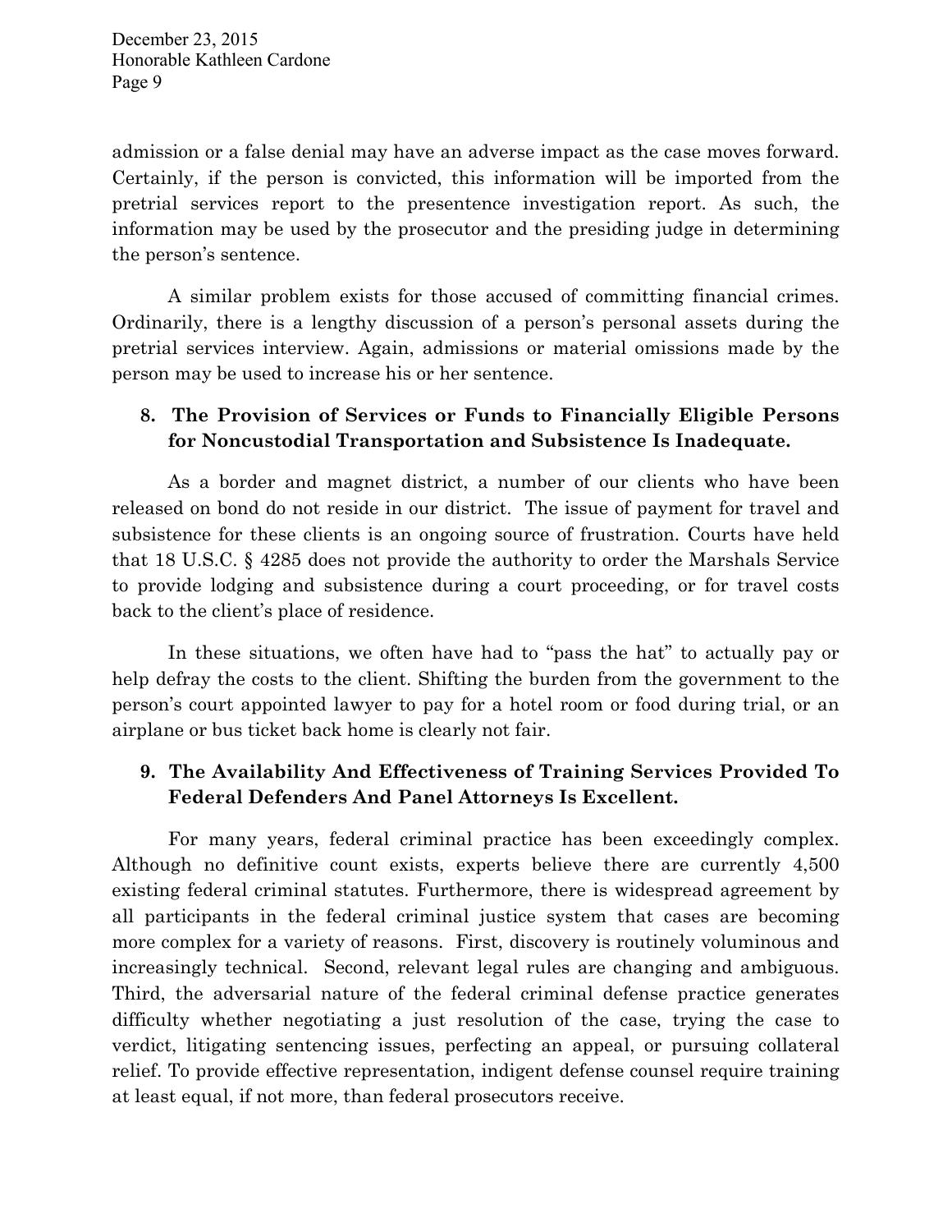admission or a false denial may have an adverse impact as the case moves forward. Certainly, if the person is convicted, this information will be imported from the pretrial services report to the presentence investigation report. As such, the information may be used by the prosecutor and the presiding judge in determining the person's sentence.

A similar problem exists for those accused of committing financial crimes. Ordinarily, there is a lengthy discussion of a person's personal assets during the pretrial services interview. Again, admissions or material omissions made by the person may be used to increase his or her sentence.

**8. The Provision of Services or Funds to Financially Eligible Persons for Noncustodial Transportation and Subsistence Is Inadequate.**

As a border and magnet district, a number of our clients who have been released on bond do not reside in our district. The issue of payment for travel and subsistence for these clients is an ongoing source of frustration. Courts have held that 18 U.S.C. § 4285 does not provide the authority to order the Marshals Service to provide lodging and subsistence during a court proceeding, or for travel costs back to the client's place of residence.

In these situations, we often have had to "pass the hat" to actually pay or help defray the costs to the client. Shifting the burden from the government to the person's court appointed lawyer to pay for a hotel room or food during trial, or an airplane or bus ticket back home is clearly not fair.

**9. The Availability And Effectiveness of Training Services Provided To Federal Defenders And Panel Attorneys Is Excellent.**

For many years, federal criminal practice has been exceedingly complex. Although no definitive count exists, experts believe there are currently 4,500 existing federal criminal statutes. Furthermore, there is widespread agreement by all participants in the federal criminal justice system that cases are becoming more complex for a variety of reasons. First, discovery is routinely voluminous and increasingly technical. Second, relevant legal rules are changing and ambiguous. Third, the adversarial nature of the federal criminal defense practice generates difficulty whether negotiating a just resolution of the case, trying the case to verdict, litigating sentencing issues, perfecting an appeal, or pursuing collateral relief. To provide effective representation, indigent defense counsel require training at least equal, if not more, than federal prosecutors receive.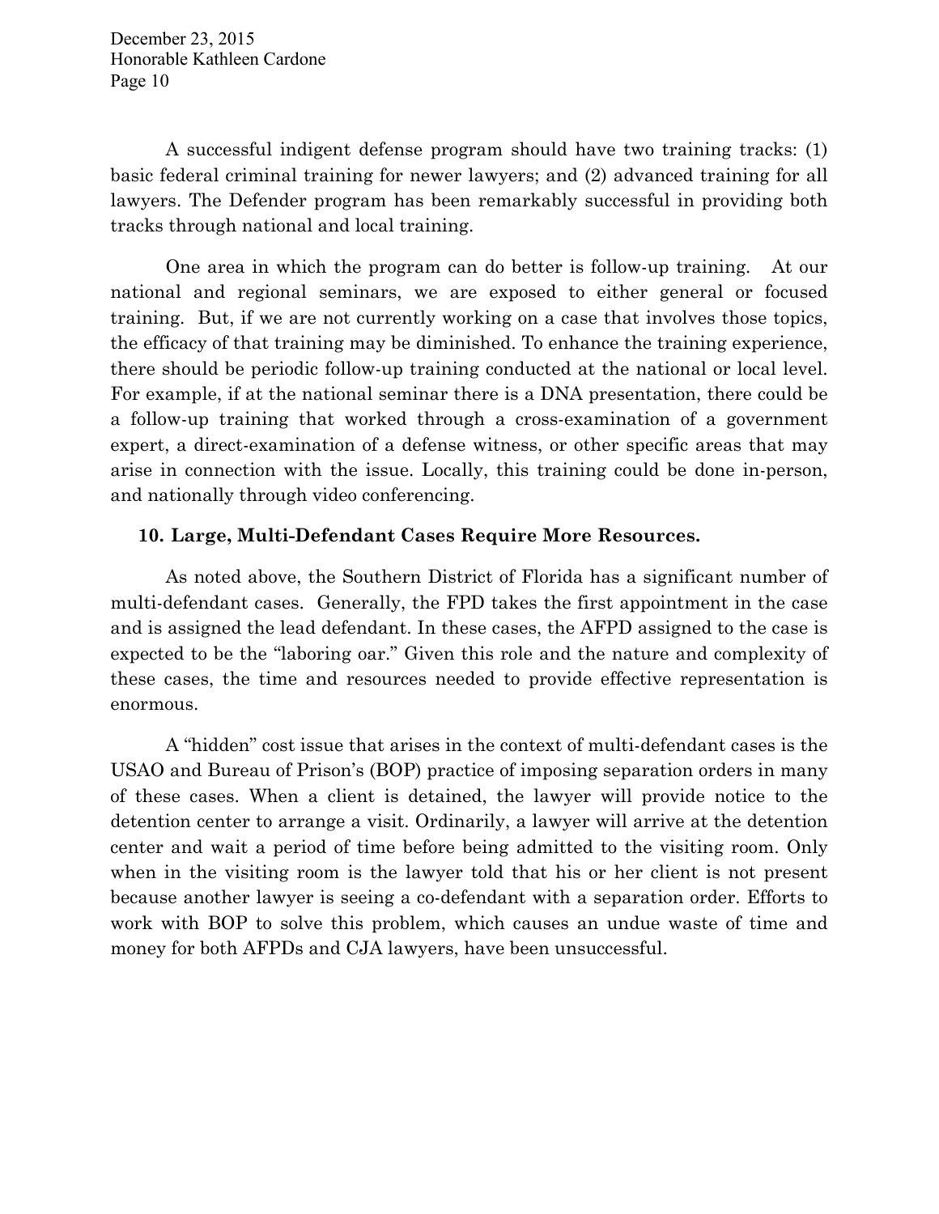A successful indigent defense program should have two training tracks: (1) basic federal criminal training for newer lawyers; and (2) advanced training for all lawyers. The Defender program has been remarkably successful in providing both tracks through national and local training.

One area in which the program can do better is follow-up training. At our national and regional seminars, we are exposed to either general or focused training. But, if we are not currently working on a case that involves those topics, the efficacy of that training may be diminished. To enhance the training experience, there should be periodic follow-up training conducted at the national or local level. For example, if at the national seminar there is a DNA presentation, there could be a follow-up training that worked through a cross-examination of a government expert, a direct-examination of a defense witness, or other specific areas that may arise in connection with the issue. Locally, this training could be done in-person, and nationally through video conferencing.

### 10. Large, Multi-Defendant Cases Require More Resources.

As noted above, the Southern District of Florida has a significant number of multi-defendant cases. Generally, the FPD takes the first appointment in the case and is assigned the lead defendant. In these cases, the AFPD assigned to the case is expected to be the "laboring oar." Given this role and the nature and complexity of these cases, the time and resources needed to provide effective representation is enormous.

A "hidden" cost issue that arises in the context of multi-defendant cases is the USAO and Bureau of Prison's (BOP) practice of imposing separation orders in many of these cases. When a client is detained, the lawyer will provide notice to the detention center to arrange a visit. Ordinarily, a lawyer will arrive at the detention center and wait a period of time before being admitted to the visiting room. Only when in the visiting room is the lawyer told that his or her client is not present because another lawyer is seeing a co-defendant with a separation order. Efforts to work with BOP to solve this problem, which causes an undue waste of time and money for both AFPDs and CJA lawyers, have been unsuccessful.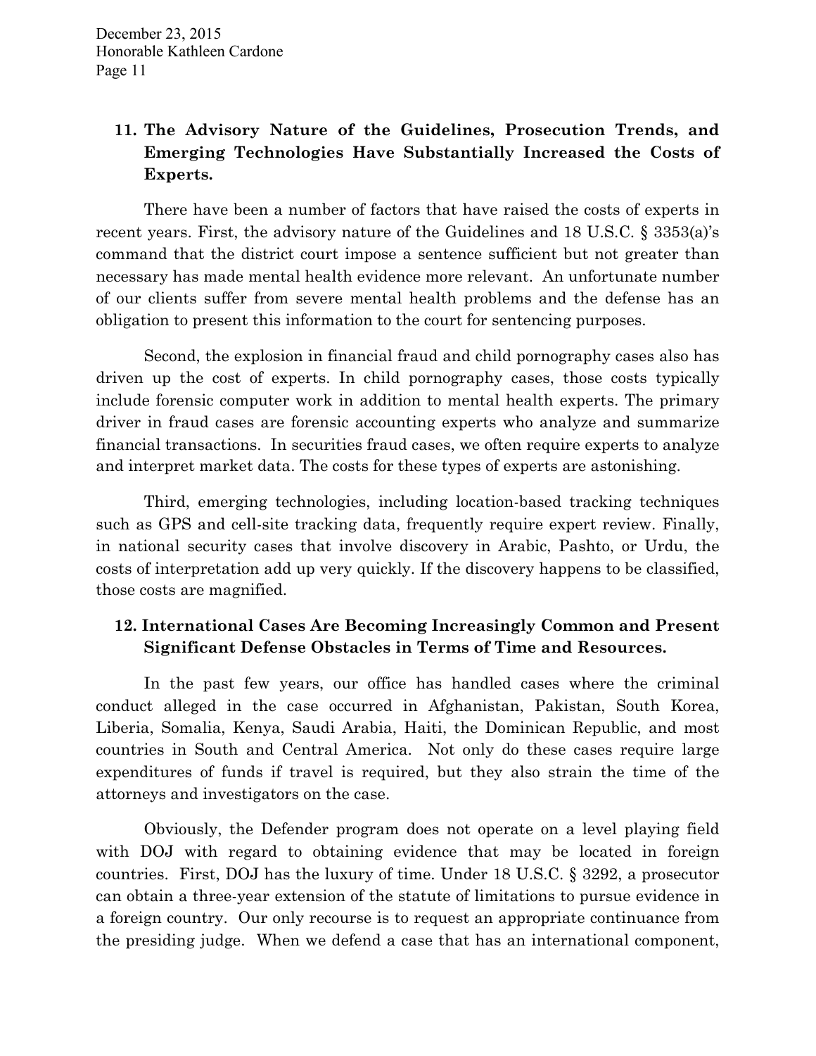December 23, 2015
Honorable Kathleen Cardone

### 11. The Advisory Nature of the Guidelines, Prosecution Trends, and Emerging Technologies Have Substantially Increased the Costs of Experts.

There have been a number of factors that have raised the costs of experts in recent years. First, the advisory nature of the Guidelines and 18 U.S.C. § 3353(a)'s command that the district court impose a sentence sufficient but not greater than necessary has made mental health evidence more relevant. An unfortunate number of our clients suffer from severe mental health problems and the defense has an obligation to present this information to the court for sentencing purposes.

Second, the explosion in financial fraud and child pornography cases also has driven up the cost of experts. In child pornography cases, those costs typically include forensic computer work in addition to mental health experts. The primary driver in fraud cases are forensic accounting experts who analyze and summarize financial transactions. In securities fraud cases, we often require experts to analyze and interpret market data. The costs for these types of experts are astonishing.

Third, emerging technologies, including location-based tracking techniques such as GPS and cell-site tracking data, frequently require expert review. Finally, in national security cases that involve discovery in Arabic, Pashto, or Urdu, the costs of interpretation add up very quickly. If the discovery happens to be classified, those costs are magnified.

### 12. International Cases Are Becoming Increasingly Common and Present Significant Defense Obstacles in Terms of Time and Resources.

In the past few years, our office has handled cases where the criminal conduct alleged in the case occurred in Afghanistan, Pakistan, South Korea, Liberia, Somalia, Kenya, Saudi Arabia, Haiti, the Dominican Republic, and most countries in South and Central America. Not only do these cases require large expenditures of funds if travel is required, but they also strain the time of the attorneys and investigators on the case.

Obviously, the Defender program does not operate on a level playing field with DOJ with regard to obtaining evidence that may be located in foreign countries. First, DOJ has the luxury of time. Under 18 U.S.C. § 3292, a prosecutor can obtain a three-year extension of the statute of limitations to pursue evidence in a foreign country. Our only recourse is to request an appropriate continuance from the presiding judge. When we defend a case that has an international component,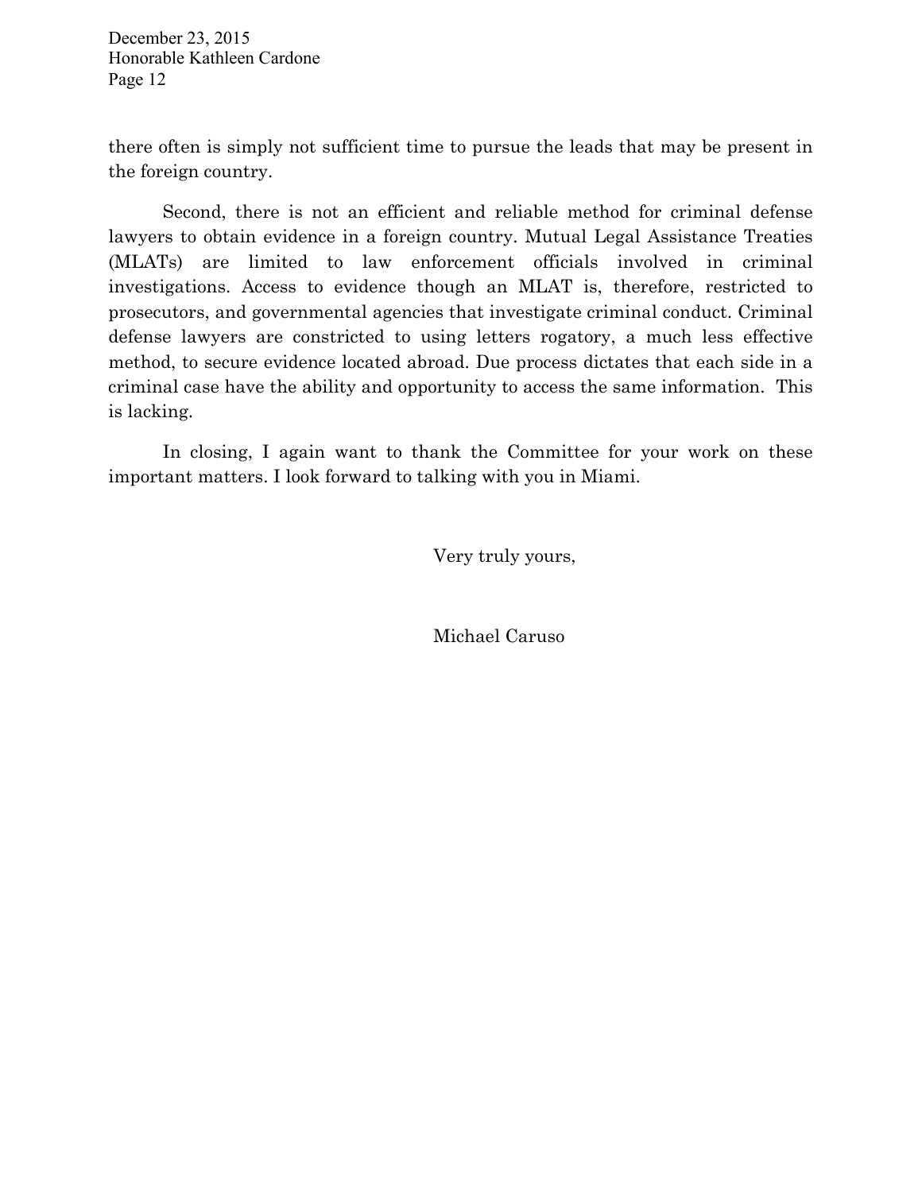there often is simply not sufficient time to pursue the leads that may be present in the foreign country.

Second, there is not an efficient and reliable method for criminal defense lawyers to obtain evidence in a foreign country. Mutual Legal Assistance Treaties (MLATs) are limited to law enforcement officials involved in criminal investigations. Access to evidence though an MLAT is, therefore, restricted to prosecutors, and governmental agencies that investigate criminal conduct. Criminal defense lawyers are constricted to using letters rogatory, a much less effective method, to secure evidence located abroad. Due process dictates that each side in a criminal case have the ability and opportunity to access the same information. This is lacking.

In closing, I again want to thank the Committee for your work on these important matters. I look forward to talking with you in Miami.

Very truly yours,

Michael Caruso